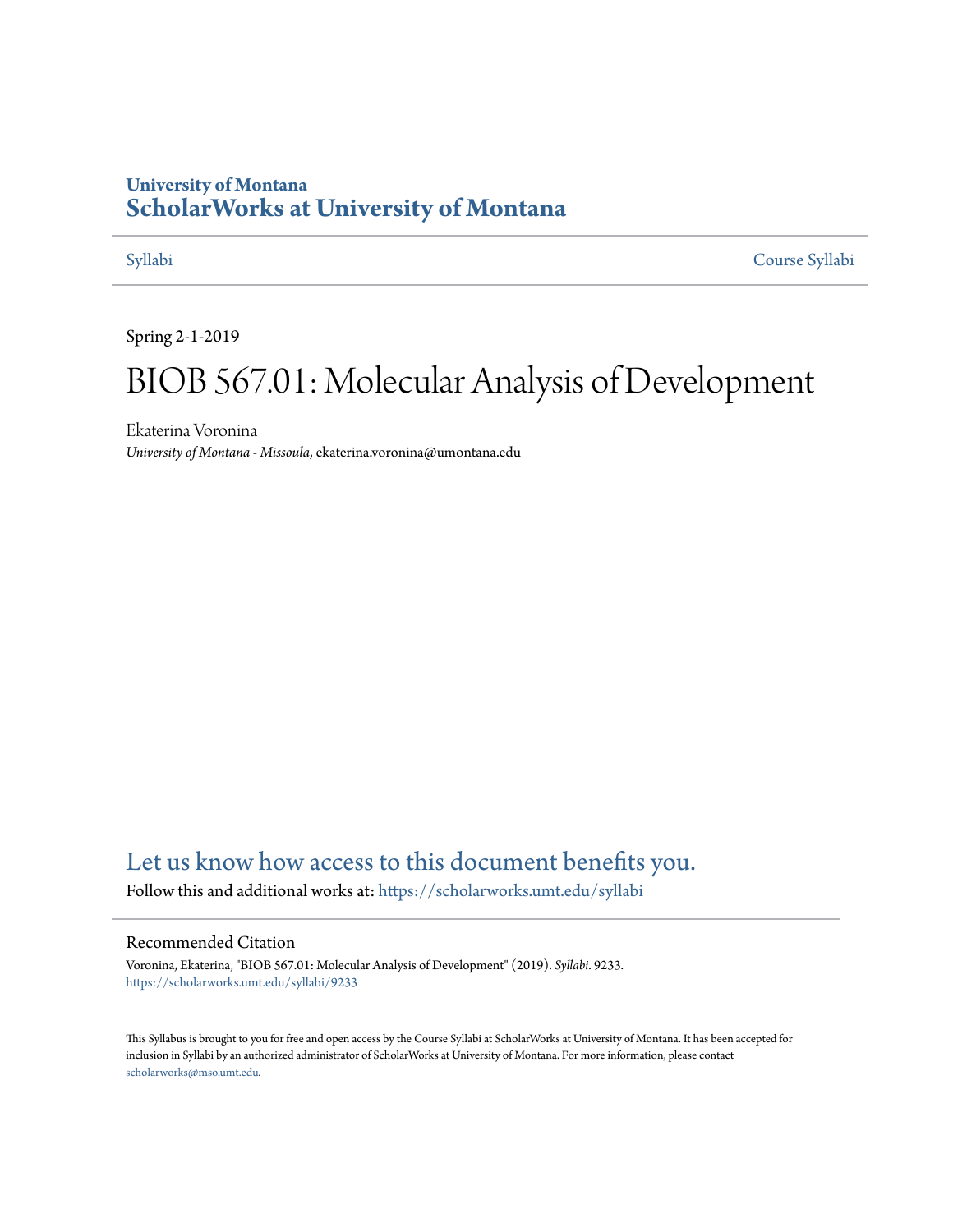University of Montana

**ScholarWorks at University of Montana**

Syllabi | Course Syllabi

Spring 2-1-2019

# BIOB 567.01: Molecular Analysis of Development

Ekaterina Voronina

*University of Montana - Missoula*, ekaterina.voronina@umontana.edu

## Let us know how access to this document benefits you.

Follow this and additional works at: https://scholarworks.umt.edu/syllabi

### Recommended Citation

Voronina, Ekaterina, "BIOB 567.01: Molecular Analysis of Development" (2019). *Syllabi*. 9233.
https://scholarworks.umt.edu/syllabi/9233

This Syllabus is brought to you for free and open access by the Course Syllabi at ScholarWorks at University of Montana. It has been accepted for inclusion in Syllabi by an authorized administrator of ScholarWorks at University of Montana. For more information, please contact scholarworks@mso.umt.edu.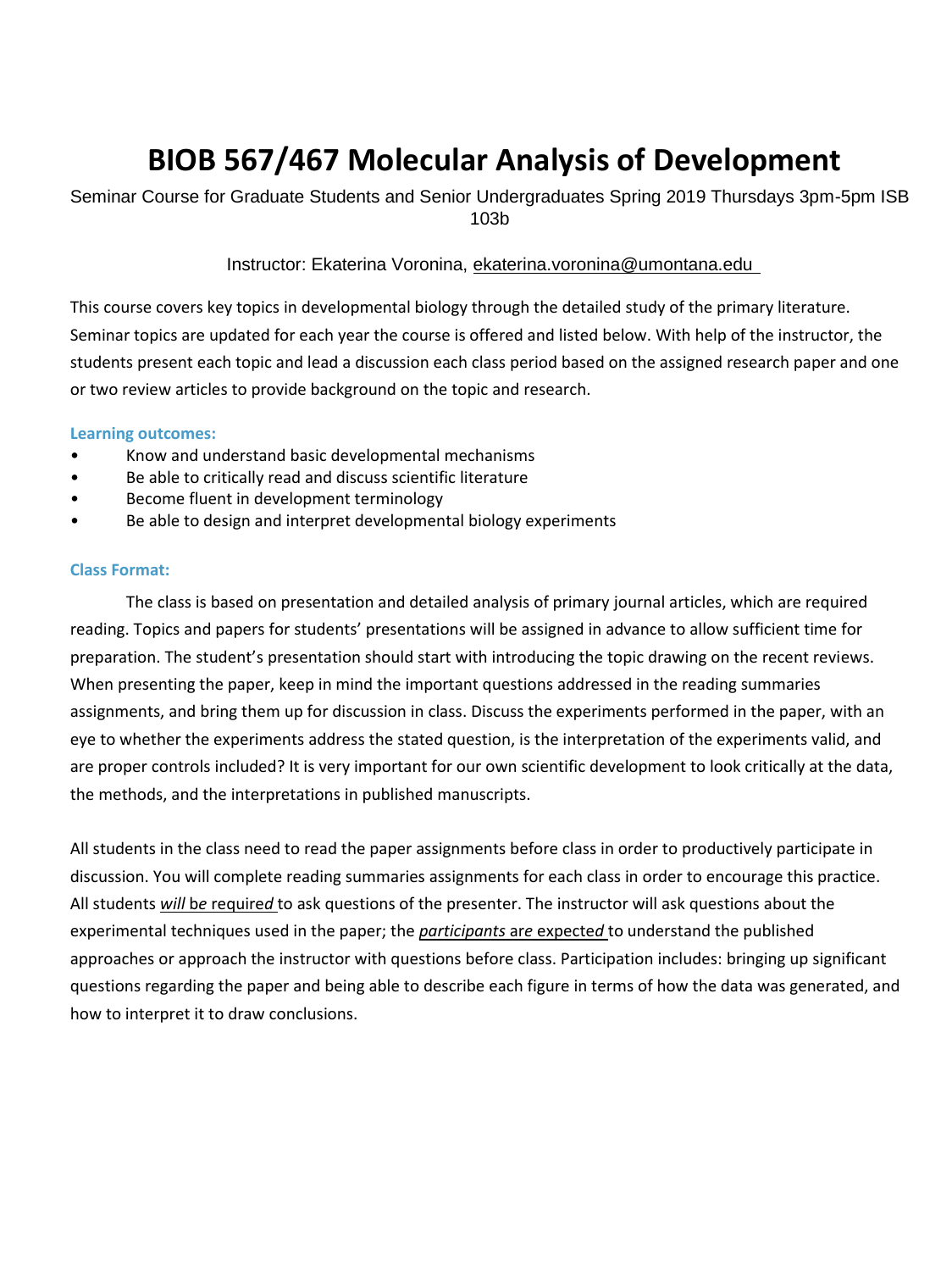# BIOB 567/467 Molecular Analysis of Development

Seminar Course for Graduate Students and Senior Undergraduates Spring 2019 Thursdays 3pm-5pm ISB 103b

Instructor: Ekaterina Voronina, ekaterina.voronina@umontana.edu

This course covers key topics in developmental biology through the detailed study of the primary literature. Seminar topics are updated for each year the course is offered and listed below. With help of the instructor, the students present each topic and lead a discussion each class period based on the assigned research paper and one or two review articles to provide background on the topic and research.

### Learning outcomes:

- Know and understand basic developmental mechanisms
- Be able to critically read and discuss scientific literature
- Become fluent in development terminology
- Be able to design and interpret developmental biology experiments

### Class Format:

The class is based on presentation and detailed analysis of primary journal articles, which are required reading. Topics and papers for students' presentations will be assigned in advance to allow sufficient time for preparation. The student's presentation should start with introducing the topic drawing on the recent reviews. When presenting the paper, keep in mind the important questions addressed in the reading summaries assignments, and bring them up for discussion in class. Discuss the experiments performed in the paper, with an eye to whether the experiments address the stated question, is the interpretation of the experiments valid, and are proper controls included? It is very important for our own scientific development to look critically at the data, the methods, and the interpretations in published manuscripts.

All students in the class need to read the paper assignments before class in order to productively participate in discussion. You will complete reading summaries assignments for each class in order to encourage this practice. All students ***will*** be required to ask questions of the presenter. The instructor will ask questions about the experimental techniques used in the paper; the ***participants*** are *expected* to understand the published approaches or approach the instructor with questions before class. Participation includes: bringing up significant questions regarding the paper and being able to describe each figure in terms of how the data was generated, and how to interpret it to draw conclusions.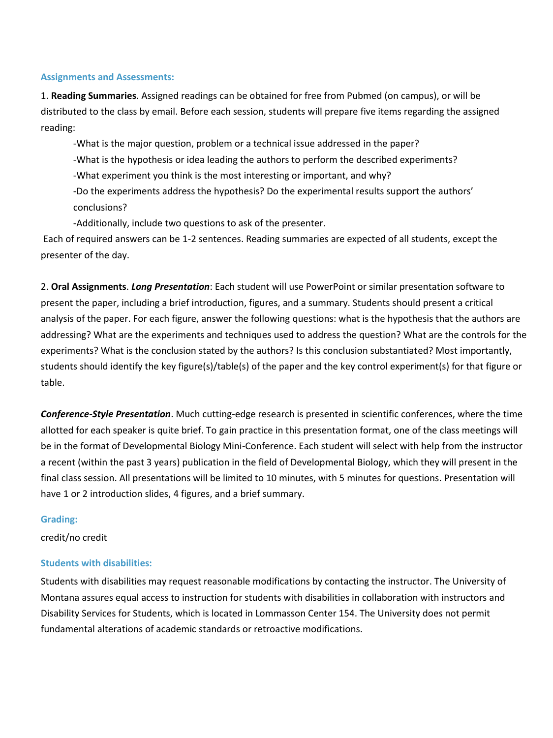### Assignments and Assessments:

1. **Reading Summaries**. Assigned readings can be obtained for free from Pubmed (on campus), or will be distributed to the class by email. Before each session, students will prepare five items regarding the assigned reading:

   -What is the major question, problem or a technical issue addressed in the paper?

   -What is the hypothesis or idea leading the authors to perform the described experiments?

   -What experiment you think is the most interesting or important, and why?

   -Do the experiments address the hypothesis? Do the experimental results support the authors' conclusions?

   -Additionally, include two questions to ask of the presenter.

Each of required answers can be 1-2 sentences. Reading summaries are expected of all students, except the presenter of the day.

2. **Oral Assignments**. ***Long Presentation***: Each student will use PowerPoint or similar presentation software to present the paper, including a brief introduction, figures, and a summary. Students should present a critical analysis of the paper. For each figure, answer the following questions: what is the hypothesis that the authors are addressing? What are the experiments and techniques used to address the question? What are the controls for the experiments? What is the conclusion stated by the authors? Is this conclusion substantiated? Most importantly, students should identify the key figure(s)/table(s) of the paper and the key control experiment(s) for that figure or table.

***Conference-Style Presentation***. Much cutting-edge research is presented in scientific conferences, where the time allotted for each speaker is quite brief. To gain practice in this presentation format, one of the class meetings will be in the format of Developmental Biology Mini-Conference. Each student will select with help from the instructor a recent (within the past 3 years) publication in the field of Developmental Biology, which they will present in the final class session. All presentations will be limited to 10 minutes, with 5 minutes for questions. Presentation will have 1 or 2 introduction slides, 4 figures, and a brief summary.

### Grading:

credit/no credit

### Students with disabilities:

Students with disabilities may request reasonable modifications by contacting the instructor. The University of Montana assures equal access to instruction for students with disabilities in collaboration with instructors and Disability Services for Students, which is located in Lommasson Center 154. The University does not permit fundamental alterations of academic standards or retroactive modifications.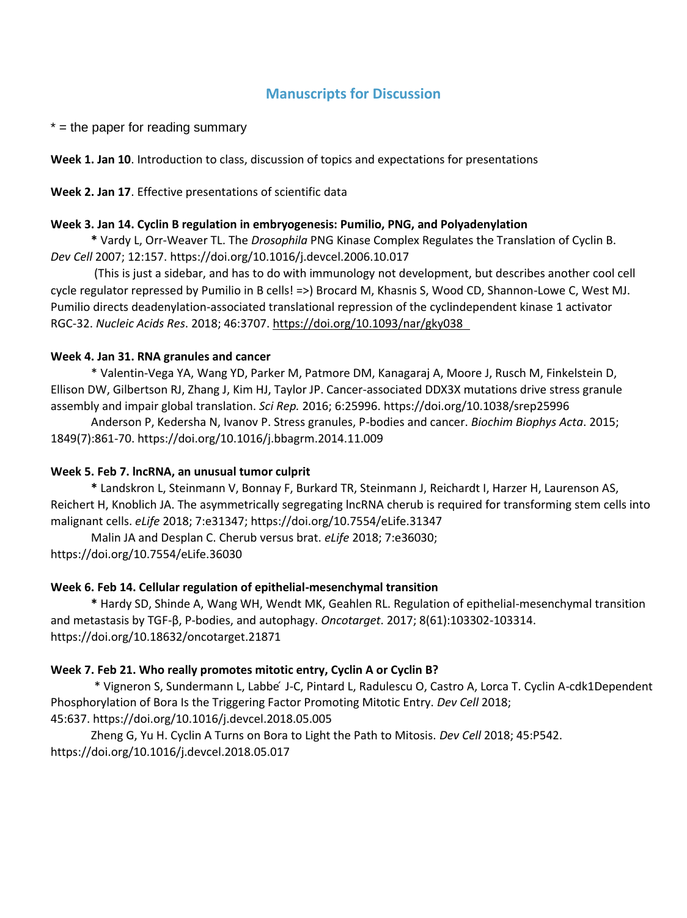## Manuscripts for Discussion

* = the paper for reading summary

**Week 1. Jan 10**. Introduction to class, discussion of topics and expectations for presentations

**Week 2. Jan 17**. Effective presentations of scientific data

**Week 3. Jan 14. Cyclin B regulation in embryogenesis: Pumilio, PNG, and Polyadenylation**

**\*** Vardy L, Orr-Weaver TL. The *Drosophila* PNG Kinase Complex Regulates the Translation of Cyclin B. *Dev Cell* 2007; 12:157. https://doi.org/10.1016/j.devcel.2006.10.017

(This is just a sidebar, and has to do with immunology not development, but describes another cool cell cycle regulator repressed by Pumilio in B cells! =>) Brocard M, Khasnis S, Wood CD, Shannon-Lowe C, West MJ. Pumilio directs deadenylation-associated translational repression of the cyclindependent kinase 1 activator RGC-32. *Nucleic Acids Res*. 2018; 46:3707. https://doi.org/10.1093/nar/gky038

**Week 4. Jan 31. RNA granules and cancer**

\* Valentin-Vega YA, Wang YD, Parker M, Patmore DM, Kanagaraj A, Moore J, Rusch M, Finkelstein D, Ellison DW, Gilbertson RJ, Zhang J, Kim HJ, Taylor JP. Cancer-associated DDX3X mutations drive stress granule assembly and impair global translation. *Sci Rep.* 2016; 6:25996. https://doi.org/10.1038/srep25996

Anderson P, Kedersha N, Ivanov P. Stress granules, P-bodies and cancer. *Biochim Biophys Acta*. 2015; 1849(7):861-70. https://doi.org/10.1016/j.bbagrm.2014.11.009

**Week 5. Feb 7. lncRNA, an unusual tumor culprit**

**\*** Landskron L, Steinmann V, Bonnay F, Burkard TR, Steinmann J, Reichardt I, Harzer H, Laurenson AS, Reichert H, Knoblich JA. The asymmetrically segregating lncRNA cherub is required for transforming stem cells into malignant cells. *eLife* 2018; 7:e31347; https://doi.org/10.7554/eLife.31347

Malin JA and Desplan C. Cherub versus brat. *eLife* 2018; 7:e36030; https://doi.org/10.7554/eLife.36030

**Week 6. Feb 14. Cellular regulation of epithelial-mesenchymal transition**

**\*** Hardy SD, Shinde A, Wang WH, Wendt MK, Geahlen RL. Regulation of epithelial-mesenchymal transition and metastasis by TGF-β, P-bodies, and autophagy. *Oncotarget*. 2017; 8(61):103302-103314. https://doi.org/10.18632/oncotarget.21871

**Week 7. Feb 21. Who really promotes mitotic entry, Cyclin A or Cyclin B?**

\* Vigneron S, Sundermann L, Labbé J-C, Pintard L, Radulescu O, Castro A, Lorca T. Cyclin A-cdk1Dependent Phosphorylation of Bora Is the Triggering Factor Promoting Mitotic Entry. *Dev Cell* 2018; 45:637. https://doi.org/10.1016/j.devcel.2018.05.005

Zheng G, Yu H. Cyclin A Turns on Bora to Light the Path to Mitosis. *Dev Cell* 2018; 45:P542. https://doi.org/10.1016/j.devcel.2018.05.017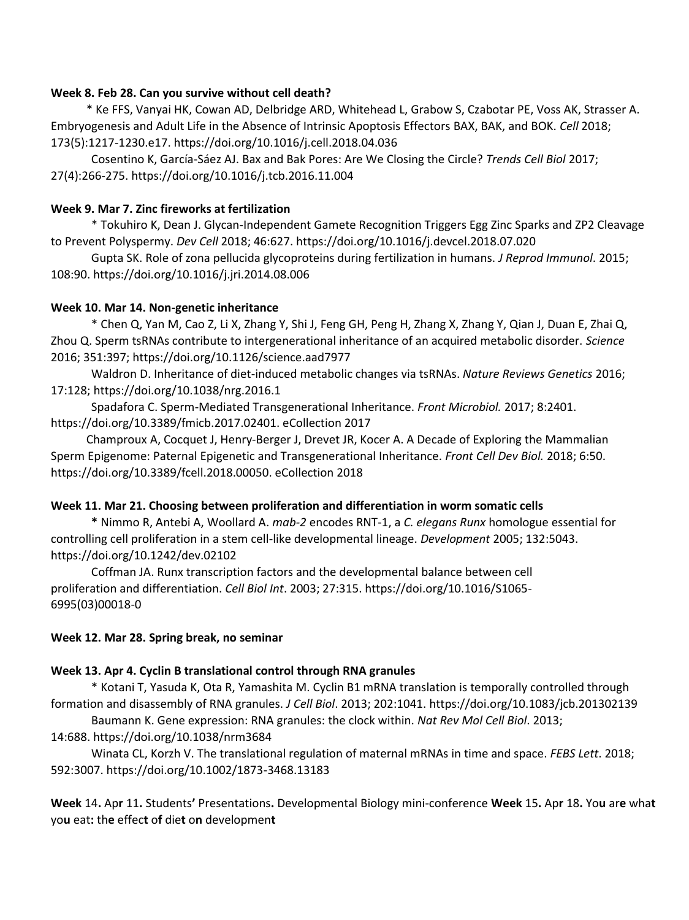**Week 8. Feb 28. Can you survive without cell death?**

* Ke FFS, Vanyai HK, Cowan AD, Delbridge ARD, Whitehead L, Grabow S, Czabotar PE, Voss AK, Strasser A. Embryogenesis and Adult Life in the Absence of Intrinsic Apoptosis Effectors BAX, BAK, and BOK. *Cell* 2018; 173(5):1217-1230.e17. https://doi.org/10.1016/j.cell.2018.04.036

Cosentino K, García-Sáez AJ. Bax and Bak Pores: Are We Closing the Circle? *Trends Cell Biol* 2017; 27(4):266-275. https://doi.org/10.1016/j.tcb.2016.11.004

**Week 9. Mar 7. Zinc fireworks at fertilization**

* Tokuhiro K, Dean J. Glycan-Independent Gamete Recognition Triggers Egg Zinc Sparks and ZP2 Cleavage to Prevent Polyspermy. *Dev Cell* 2018; 46:627. https://doi.org/10.1016/j.devcel.2018.07.020

Gupta SK. Role of zona pellucida glycoproteins during fertilization in humans. *J Reprod Immunol*. 2015; 108:90. https://doi.org/10.1016/j.jri.2014.08.006

**Week 10. Mar 14. Non-genetic inheritance**

* Chen Q, Yan M, Cao Z, Li X, Zhang Y, Shi J, Feng GH, Peng H, Zhang X, Zhang Y, Qian J, Duan E, Zhai Q, Zhou Q. Sperm tsRNAs contribute to intergenerational inheritance of an acquired metabolic disorder. *Science* 2016; 351:397; https://doi.org/10.1126/science.aad7977

Waldron D. Inheritance of diet-induced metabolic changes via tsRNAs. *Nature Reviews Genetics* 2016; 17:128; https://doi.org/10.1038/nrg.2016.1

Spadafora C. Sperm-Mediated Transgenerational Inheritance. *Front Microbiol.* 2017; 8:2401. https://doi.org/10.3389/fmicb.2017.02401. eCollection 2017

Champroux A, Cocquet J, Henry-Berger J, Drevet JR, Kocer A. A Decade of Exploring the Mammalian Sperm Epigenome: Paternal Epigenetic and Transgenerational Inheritance. *Front Cell Dev Biol.* 2018; 6:50. https://doi.org/10.3389/fcell.2018.00050. eCollection 2018

**Week 11. Mar 21. Choosing between proliferation and differentiation in worm somatic cells**

**\*** Nimmo R, Antebi A, Woollard A. *mab-2* encodes RNT-1, a *C. elegans Runx* homologue essential for controlling cell proliferation in a stem cell-like developmental lineage. *Development* 2005; 132:5043. https://doi.org/10.1242/dev.02102

Coffman JA. Runx transcription factors and the developmental balance between cell proliferation and differentiation. *Cell Biol Int*. 2003; 27:315. https://doi.org/10.1016/S1065-6995(03)00018-0

**Week 12. Mar 28. Spring break, no seminar**

**Week 13. Apr 4. Cyclin B translational control through RNA granules**

* Kotani T, Yasuda K, Ota R, Yamashita M. Cyclin B1 mRNA translation is temporally controlled through formation and disassembly of RNA granules. *J Cell Biol*. 2013; 202:1041. https://doi.org/10.1083/jcb.201302139

Baumann K. Gene expression: RNA granules: the clock within. *Nat Rev Mol Cell Biol*. 2013; 14:688. https://doi.org/10.1038/nrm3684

Winata CL, Korzh V. The translational regulation of maternal mRNAs in time and space. *FEBS Lett*. 2018; 592:3007. https://doi.org/10.1002/1873-3468.13183

**Week 14. Apr 11. Students' Presentations. Developmental Biology mini-conference**

**Week 15. Apr 18. You are what you eat: the effect of diet on development**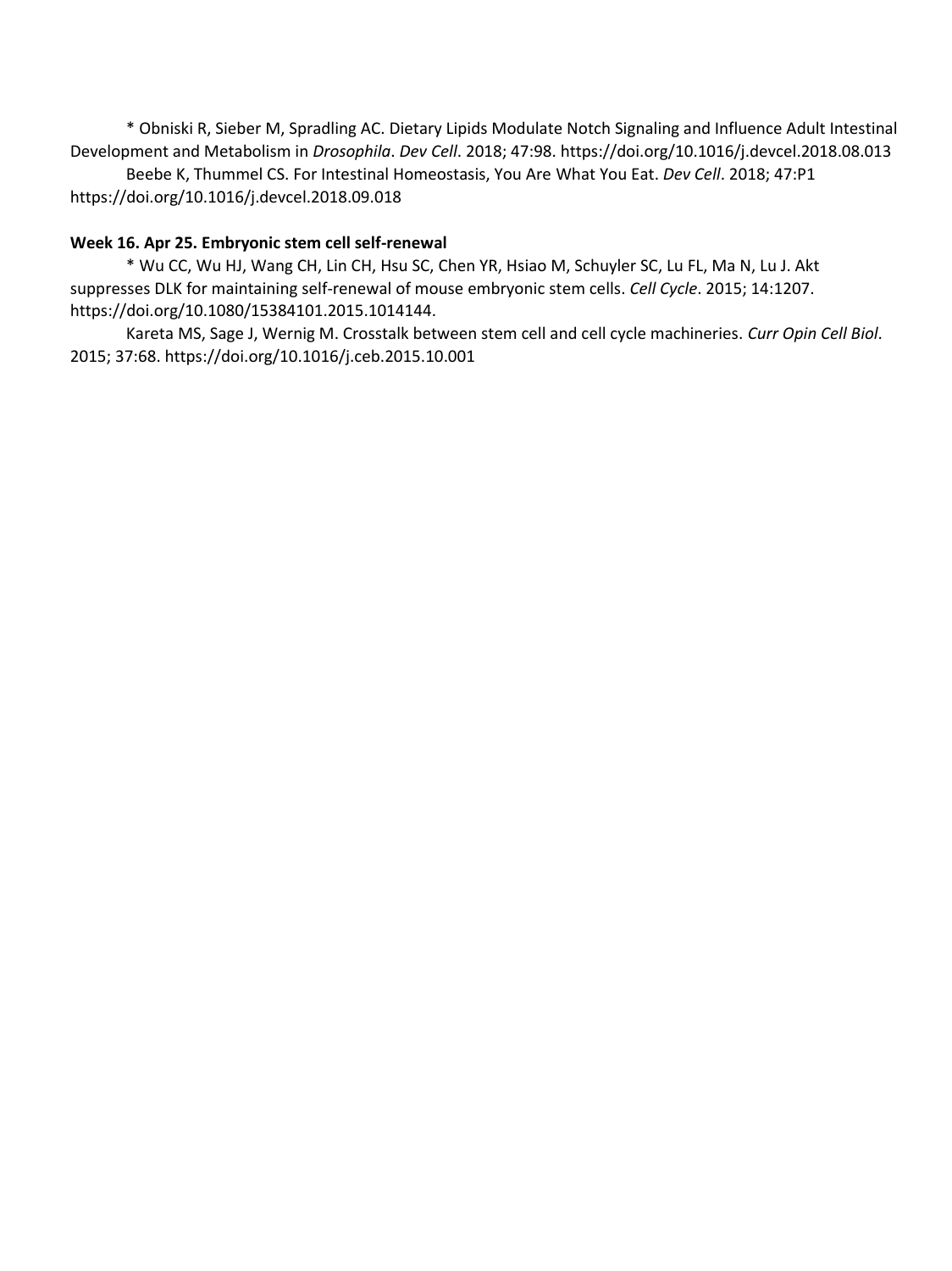* Obniski R, Sieber M, Spradling AC. Dietary Lipids Modulate Notch Signaling and Influence Adult Intestinal Development and Metabolism in *Drosophila*. *Dev Cell*. 2018; 47:98. https://doi.org/10.1016/j.devcel.2018.08.013

Beebe K, Thummel CS. For Intestinal Homeostasis, You Are What You Eat. *Dev Cell*. 2018; 47:P1 https://doi.org/10.1016/j.devcel.2018.09.018

**Week 16. Apr 25. Embryonic stem cell self-renewal**

* Wu CC, Wu HJ, Wang CH, Lin CH, Hsu SC, Chen YR, Hsiao M, Schuyler SC, Lu FL, Ma N, Lu J. Akt suppresses DLK for maintaining self-renewal of mouse embryonic stem cells. *Cell Cycle*. 2015; 14:1207. https://doi.org/10.1080/15384101.2015.1014144.

Kareta MS, Sage J, Wernig M. Crosstalk between stem cell and cell cycle machineries. *Curr Opin Cell Biol*. 2015; 37:68. https://doi.org/10.1016/j.ceb.2015.10.001